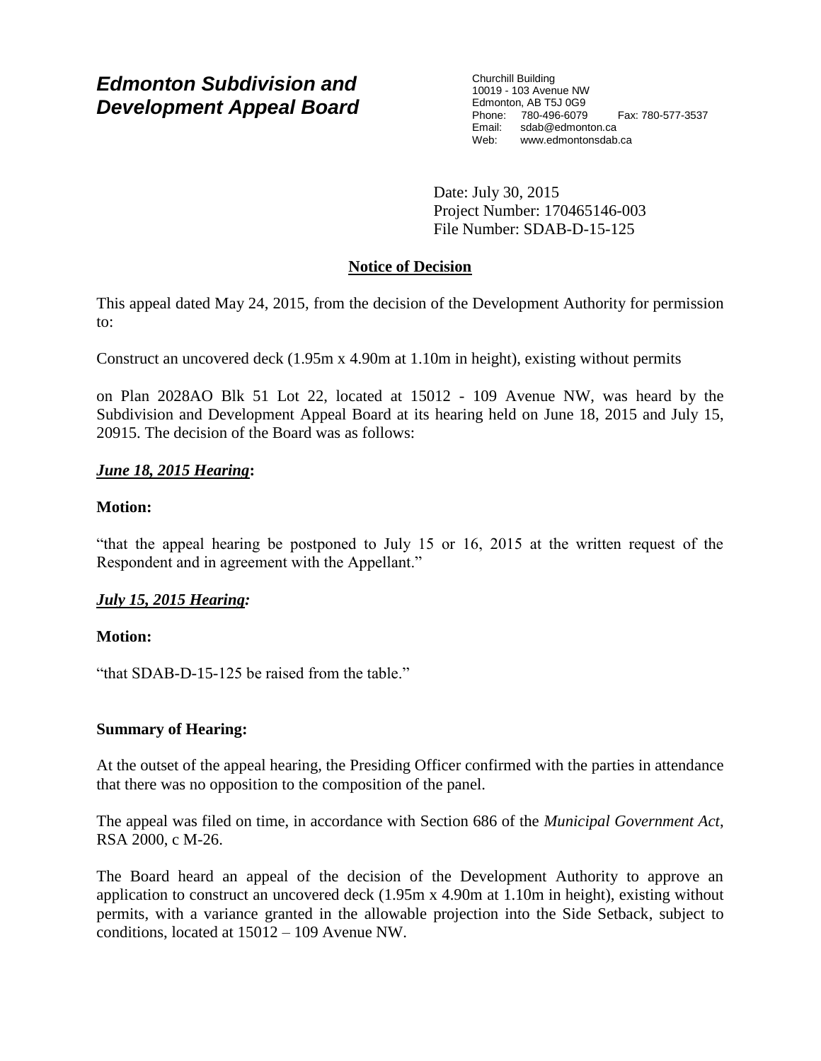# *Edmonton Subdivision and Development Appeal Board*

Churchill Building
10019 - 103 Avenue NW
Edmonton, AB T5J 0G9
Phone: 780-496-6079 Fax: 780-577-3537
Email: sdab@edmonton.ca
Web: www.edmontonsdab.ca

Date: July 30, 2015
Project Number: 170465146-003
File Number: SDAB-D-15-125

## Notice of Decision

This appeal dated May 24, 2015, from the decision of the Development Authority for permission to:

Construct an uncovered deck (1.95m x 4.90m at 1.10m in height), existing without permits

on Plan 2028AO Blk 51 Lot 22, located at 15012 - 109 Avenue NW, was heard by the Subdivision and Development Appeal Board at its hearing held on June 18, 2015 and July 15, 20915. The decision of the Board was as follows:

***June 18, 2015 Hearing*:**

**Motion:**

"that the appeal hearing be postponed to July 15 or 16, 2015 at the written request of the Respondent and in agreement with the Appellant."

***July 15, 2015 Hearing:***

**Motion:**

"that SDAB-D-15-125 be raised from the table."

**Summary of Hearing:**

At the outset of the appeal hearing, the Presiding Officer confirmed with the parties in attendance that there was no opposition to the composition of the panel.

The appeal was filed on time, in accordance with Section 686 of the *Municipal Government Act*, RSA 2000, c M-26.

The Board heard an appeal of the decision of the Development Authority to approve an application to construct an uncovered deck (1.95m x 4.90m at 1.10m in height), existing without permits, with a variance granted in the allowable projection into the Side Setback, subject to conditions, located at 15012 – 109 Avenue NW.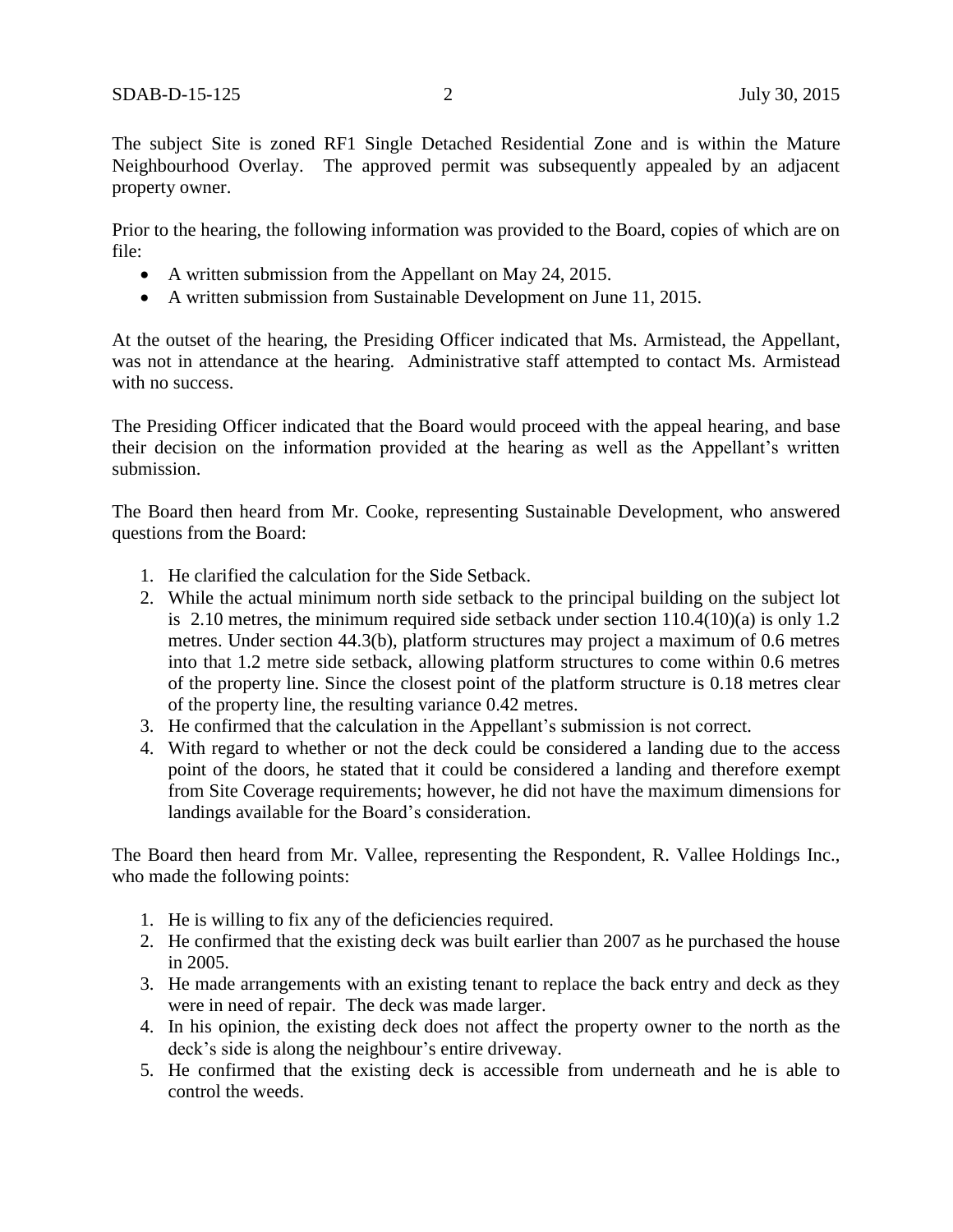The subject Site is zoned RF1 Single Detached Residential Zone and is within the Mature Neighbourhood Overlay. The approved permit was subsequently appealed by an adjacent property owner.

Prior to the hearing, the following information was provided to the Board, copies of which are on file:

- A written submission from the Appellant on May 24, 2015.
- A written submission from Sustainable Development on June 11, 2015.

At the outset of the hearing, the Presiding Officer indicated that Ms. Armistead, the Appellant, was not in attendance at the hearing. Administrative staff attempted to contact Ms. Armistead with no success.

The Presiding Officer indicated that the Board would proceed with the appeal hearing, and base their decision on the information provided at the hearing as well as the Appellant's written submission.

The Board then heard from Mr. Cooke, representing Sustainable Development, who answered questions from the Board:

1. He clarified the calculation for the Side Setback.
2. While the actual minimum north side setback to the principal building on the subject lot is 2.10 metres, the minimum required side setback under section 110.4(10)(a) is only 1.2 metres. Under section 44.3(b), platform structures may project a maximum of 0.6 metres into that 1.2 metre side setback, allowing platform structures to come within 0.6 metres of the property line. Since the closest point of the platform structure is 0.18 metres clear of the property line, the resulting variance 0.42 metres.
3. He confirmed that the calculation in the Appellant's submission is not correct.
4. With regard to whether or not the deck could be considered a landing due to the access point of the doors, he stated that it could be considered a landing and therefore exempt from Site Coverage requirements; however, he did not have the maximum dimensions for landings available for the Board's consideration.

The Board then heard from Mr. Vallee, representing the Respondent, R. Vallee Holdings Inc., who made the following points:

1. He is willing to fix any of the deficiencies required.
2. He confirmed that the existing deck was built earlier than 2007 as he purchased the house in 2005.
3. He made arrangements with an existing tenant to replace the back entry and deck as they were in need of repair. The deck was made larger.
4. In his opinion, the existing deck does not affect the property owner to the north as the deck's side is along the neighbour's entire driveway.
5. He confirmed that the existing deck is accessible from underneath and he is able to control the weeds.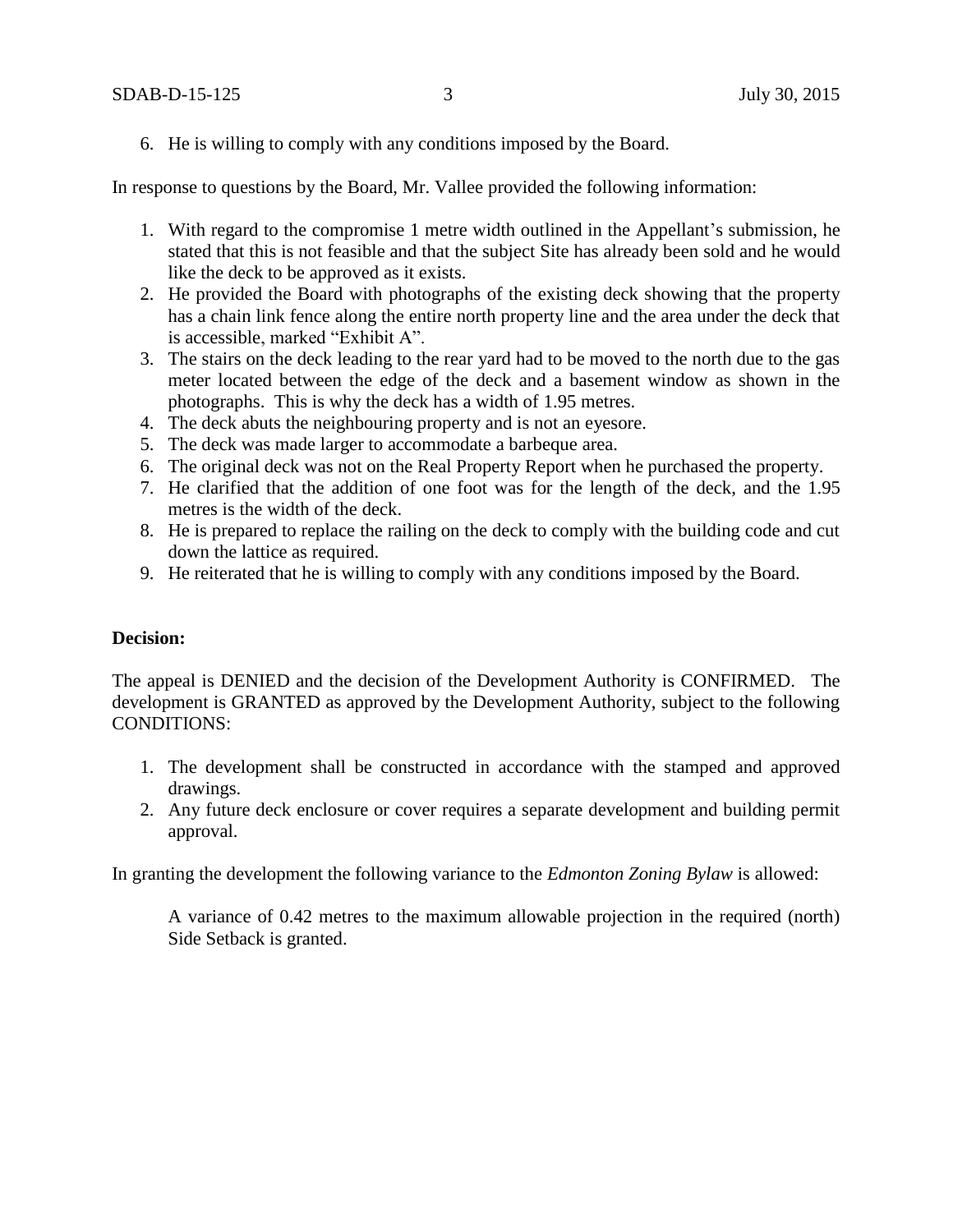6. He is willing to comply with any conditions imposed by the Board.

In response to questions by the Board, Mr. Vallee provided the following information:

1. With regard to the compromise 1 metre width outlined in the Appellant's submission, he stated that this is not feasible and that the subject Site has already been sold and he would like the deck to be approved as it exists.
2. He provided the Board with photographs of the existing deck showing that the property has a chain link fence along the entire north property line and the area under the deck that is accessible, marked "Exhibit A".
3. The stairs on the deck leading to the rear yard had to be moved to the north due to the gas meter located between the edge of the deck and a basement window as shown in the photographs. This is why the deck has a width of 1.95 metres.
4. The deck abuts the neighbouring property and is not an eyesore.
5. The deck was made larger to accommodate a barbeque area.
6. The original deck was not on the Real Property Report when he purchased the property.
7. He clarified that the addition of one foot was for the length of the deck, and the 1.95 metres is the width of the deck.
8. He is prepared to replace the railing on the deck to comply with the building code and cut down the lattice as required.
9. He reiterated that he is willing to comply with any conditions imposed by the Board.

**Decision:**

The appeal is DENIED and the decision of the Development Authority is CONFIRMED. The development is GRANTED as approved by the Development Authority, subject to the following CONDITIONS:

1. The development shall be constructed in accordance with the stamped and approved drawings.
2. Any future deck enclosure or cover requires a separate development and building permit approval.

In granting the development the following variance to the *Edmonton Zoning Bylaw* is allowed:

A variance of 0.42 metres to the maximum allowable projection in the required (north) Side Setback is granted.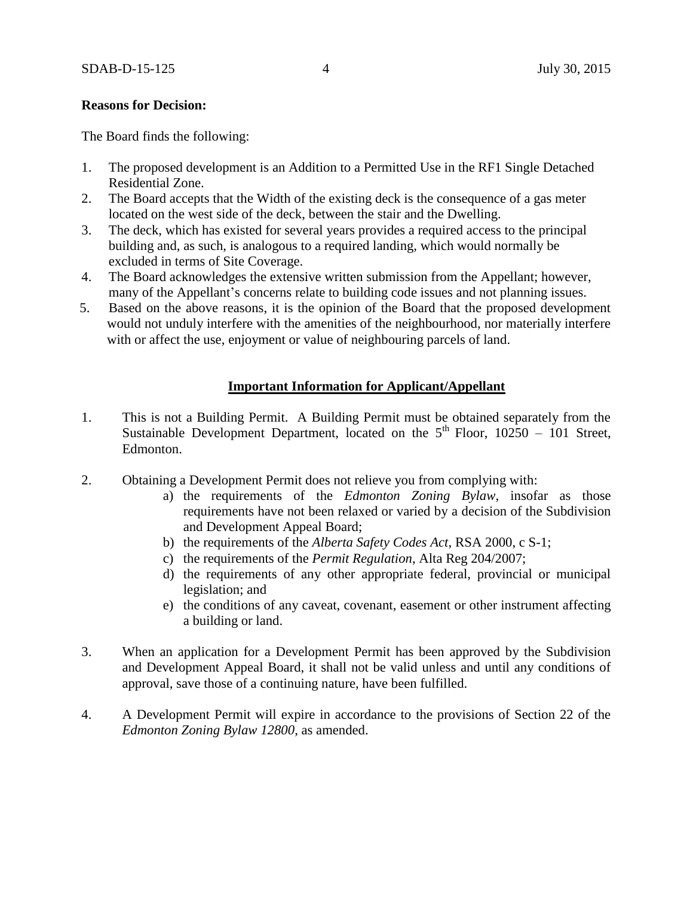**Reasons for Decision:**

The Board finds the following:

1. The proposed development is an Addition to a Permitted Use in the RF1 Single Detached Residential Zone.
2. The Board accepts that the Width of the existing deck is the consequence of a gas meter located on the west side of the deck, between the stair and the Dwelling.
3. The deck, which has existed for several years provides a required access to the principal building and, as such, is analogous to a required landing, which would normally be excluded in terms of Site Coverage.
4. The Board acknowledges the extensive written submission from the Appellant; however, many of the Appellant's concerns relate to building code issues and not planning issues.
5. Based on the above reasons, it is the opinion of the Board that the proposed development would not unduly interfere with the amenities of the neighbourhood, nor materially interfere with or affect the use, enjoyment or value of neighbouring parcels of land.

## Important Information for Applicant/Appellant

1. This is not a Building Permit. A Building Permit must be obtained separately from the Sustainable Development Department, located on the 5th Floor, 10250 – 101 Street, Edmonton.

2. Obtaining a Development Permit does not relieve you from complying with:
   a) the requirements of the *Edmonton Zoning Bylaw*, insofar as those requirements have not been relaxed or varied by a decision of the Subdivision and Development Appeal Board;
   b) the requirements of the *Alberta Safety Codes Act*, RSA 2000, c S-1;
   c) the requirements of the *Permit Regulation*, Alta Reg 204/2007;
   d) the requirements of any other appropriate federal, provincial or municipal legislation; and
   e) the conditions of any caveat, covenant, easement or other instrument affecting a building or land.

3. When an application for a Development Permit has been approved by the Subdivision and Development Appeal Board, it shall not be valid unless and until any conditions of approval, save those of a continuing nature, have been fulfilled.

4. A Development Permit will expire in accordance to the provisions of Section 22 of the *Edmonton Zoning Bylaw 12800*, as amended.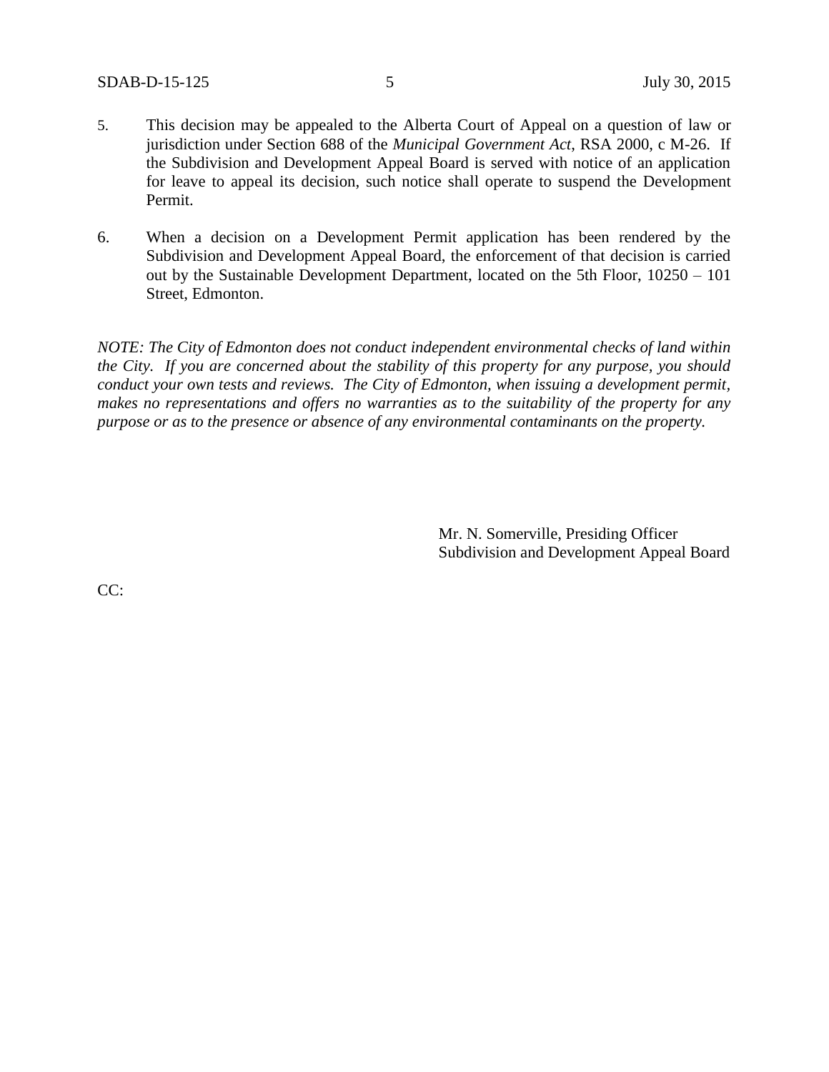5. This decision may be appealed to the Alberta Court of Appeal on a question of law or jurisdiction under Section 688 of the *Municipal Government Act*, RSA 2000, c M-26. If the Subdivision and Development Appeal Board is served with notice of an application for leave to appeal its decision, such notice shall operate to suspend the Development Permit.

6. When a decision on a Development Permit application has been rendered by the Subdivision and Development Appeal Board, the enforcement of that decision is carried out by the Sustainable Development Department, located on the 5th Floor, 10250 – 101 Street, Edmonton.

*NOTE: The City of Edmonton does not conduct independent environmental checks of land within the City. If you are concerned about the stability of this property for any purpose, you should conduct your own tests and reviews. The City of Edmonton, when issuing a development permit, makes no representations and offers no warranties as to the suitability of the property for any purpose or as to the presence or absence of any environmental contaminants on the property.*

Mr. N. Somerville, Presiding Officer
Subdivision and Development Appeal Board

CC: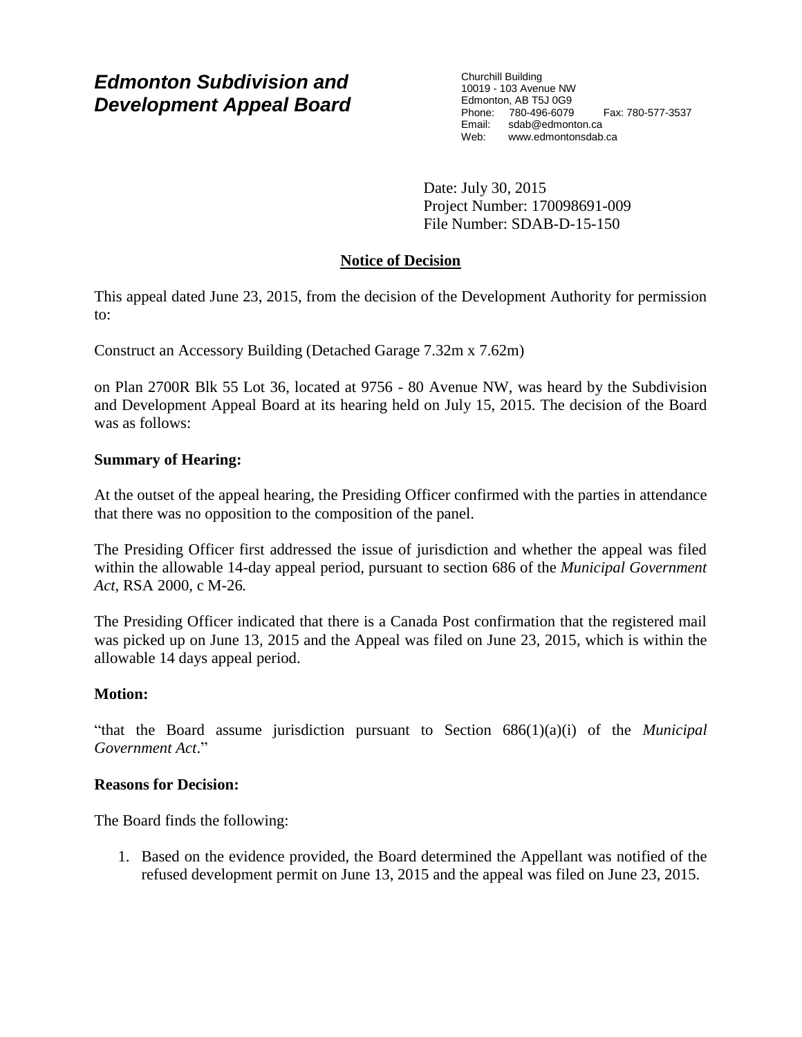# *Edmonton Subdivision and Development Appeal Board*

Churchill Building
10019 - 103 Avenue NW
Edmonton, AB T5J 0G9
Phone: 780-496-6079 Fax: 780-577-3537
Email: sdab@edmonton.ca
Web: www.edmontonsdab.ca

Date: July 30, 2015
Project Number: 170098691-009
File Number: SDAB-D-15-150

## Notice of Decision

This appeal dated June 23, 2015, from the decision of the Development Authority for permission to:

Construct an Accessory Building (Detached Garage 7.32m x 7.62m)

on Plan 2700R Blk 55 Lot 36, located at 9756 - 80 Avenue NW, was heard by the Subdivision and Development Appeal Board at its hearing held on July 15, 2015. The decision of the Board was as follows:

**Summary of Hearing:**

At the outset of the appeal hearing, the Presiding Officer confirmed with the parties in attendance that there was no opposition to the composition of the panel.

The Presiding Officer first addressed the issue of jurisdiction and whether the appeal was filed within the allowable 14-day appeal period, pursuant to section 686 of the *Municipal Government Act*, RSA 2000, c M-26.

The Presiding Officer indicated that there is a Canada Post confirmation that the registered mail was picked up on June 13, 2015 and the Appeal was filed on June 23, 2015, which is within the allowable 14 days appeal period.

**Motion:**

"that the Board assume jurisdiction pursuant to Section 686(1)(a)(i) of the *Municipal Government Act*."

**Reasons for Decision:**

The Board finds the following:

1. Based on the evidence provided, the Board determined the Appellant was notified of the refused development permit on June 13, 2015 and the appeal was filed on June 23, 2015.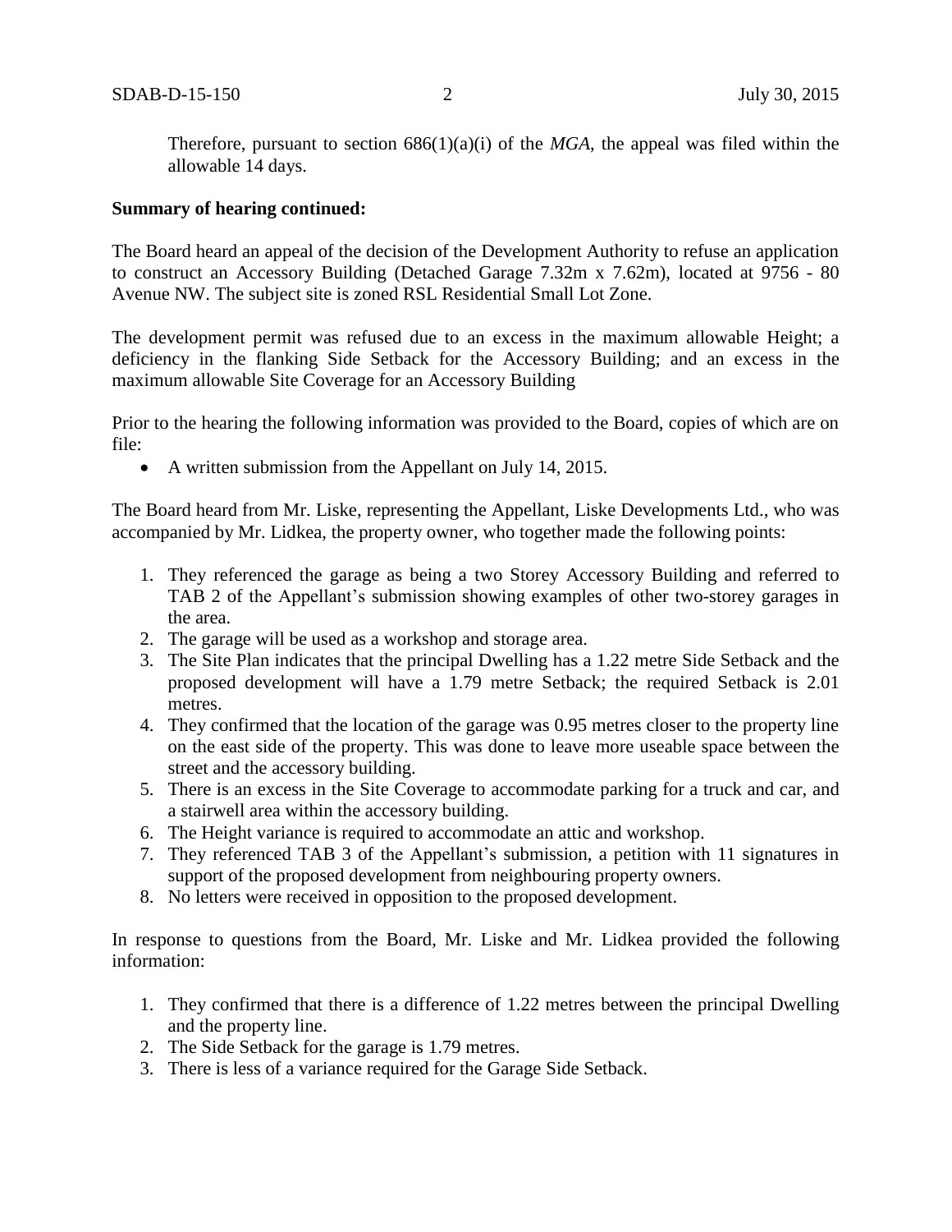Therefore, pursuant to section 686(1)(a)(i) of the *MGA*, the appeal was filed within the allowable 14 days.

**Summary of hearing continued:**

The Board heard an appeal of the decision of the Development Authority to refuse an application to construct an Accessory Building (Detached Garage 7.32m x 7.62m), located at 9756 - 80 Avenue NW. The subject site is zoned RSL Residential Small Lot Zone.

The development permit was refused due to an excess in the maximum allowable Height; a deficiency in the flanking Side Setback for the Accessory Building; and an excess in the maximum allowable Site Coverage for an Accessory Building

Prior to the hearing the following information was provided to the Board, copies of which are on file:

- A written submission from the Appellant on July 14, 2015.

The Board heard from Mr. Liske, representing the Appellant, Liske Developments Ltd., who was accompanied by Mr. Lidkea, the property owner, who together made the following points:

1. They referenced the garage as being a two Storey Accessory Building and referred to TAB 2 of the Appellant's submission showing examples of other two-storey garages in the area.
2. The garage will be used as a workshop and storage area.
3. The Site Plan indicates that the principal Dwelling has a 1.22 metre Side Setback and the proposed development will have a 1.79 metre Setback; the required Setback is 2.01 metres.
4. They confirmed that the location of the garage was 0.95 metres closer to the property line on the east side of the property. This was done to leave more useable space between the street and the accessory building.
5. There is an excess in the Site Coverage to accommodate parking for a truck and car, and a stairwell area within the accessory building.
6. The Height variance is required to accommodate an attic and workshop.
7. They referenced TAB 3 of the Appellant's submission, a petition with 11 signatures in support of the proposed development from neighbouring property owners.
8. No letters were received in opposition to the proposed development.

In response to questions from the Board, Mr. Liske and Mr. Lidkea provided the following information:

1. They confirmed that there is a difference of 1.22 metres between the principal Dwelling and the property line.
2. The Side Setback for the garage is 1.79 metres.
3. There is less of a variance required for the Garage Side Setback.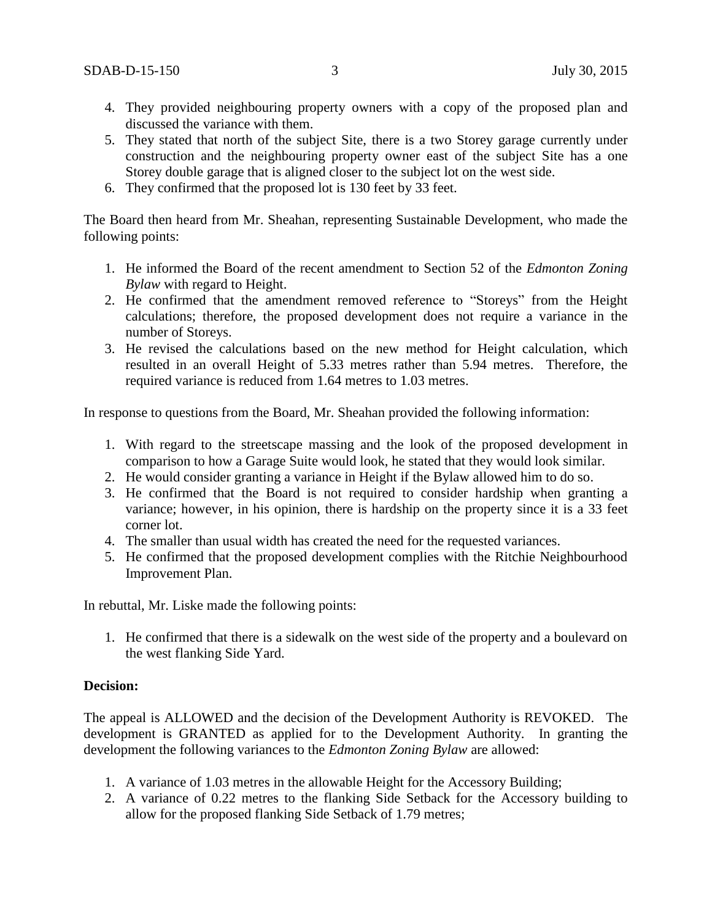4. They provided neighbouring property owners with a copy of the proposed plan and discussed the variance with them.
5. They stated that north of the subject Site, there is a two Storey garage currently under construction and the neighbouring property owner east of the subject Site has a one Storey double garage that is aligned closer to the subject lot on the west side.
6. They confirmed that the proposed lot is 130 feet by 33 feet.

The Board then heard from Mr. Sheahan, representing Sustainable Development, who made the following points:

1. He informed the Board of the recent amendment to Section 52 of the *Edmonton Zoning Bylaw* with regard to Height.
2. He confirmed that the amendment removed reference to "Storeys" from the Height calculations; therefore, the proposed development does not require a variance in the number of Storeys.
3. He revised the calculations based on the new method for Height calculation, which resulted in an overall Height of 5.33 metres rather than 5.94 metres. Therefore, the required variance is reduced from 1.64 metres to 1.03 metres.

In response to questions from the Board, Mr. Sheahan provided the following information:

1. With regard to the streetscape massing and the look of the proposed development in comparison to how a Garage Suite would look, he stated that they would look similar.
2. He would consider granting a variance in Height if the Bylaw allowed him to do so.
3. He confirmed that the Board is not required to consider hardship when granting a variance; however, in his opinion, there is hardship on the property since it is a 33 feet corner lot.
4. The smaller than usual width has created the need for the requested variances.
5. He confirmed that the proposed development complies with the Ritchie Neighbourhood Improvement Plan.

In rebuttal, Mr. Liske made the following points:

1. He confirmed that there is a sidewalk on the west side of the property and a boulevard on the west flanking Side Yard.

**Decision:**

The appeal is ALLOWED and the decision of the Development Authority is REVOKED. The development is GRANTED as applied for to the Development Authority. In granting the development the following variances to the *Edmonton Zoning Bylaw* are allowed:

1. A variance of 1.03 metres in the allowable Height for the Accessory Building;
2. A variance of 0.22 metres to the flanking Side Setback for the Accessory building to allow for the proposed flanking Side Setback of 1.79 metres;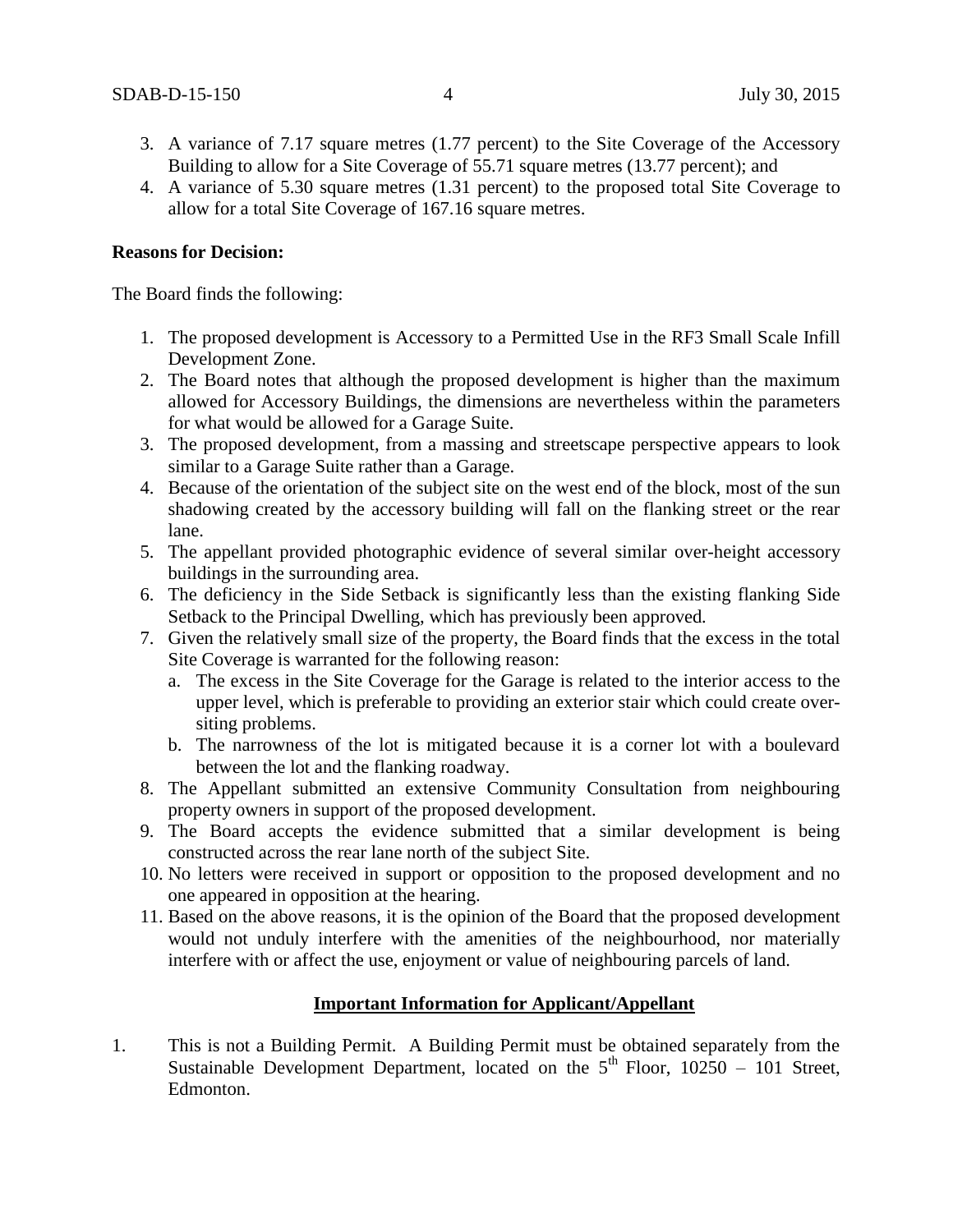3. A variance of 7.17 square metres (1.77 percent) to the Site Coverage of the Accessory Building to allow for a Site Coverage of 55.71 square metres (13.77 percent); and
4. A variance of 5.30 square metres (1.31 percent) to the proposed total Site Coverage to allow for a total Site Coverage of 167.16 square metres.

**Reasons for Decision:**

The Board finds the following:

1. The proposed development is Accessory to a Permitted Use in the RF3 Small Scale Infill Development Zone.
2. The Board notes that although the proposed development is higher than the maximum allowed for Accessory Buildings, the dimensions are nevertheless within the parameters for what would be allowed for a Garage Suite.
3. The proposed development, from a massing and streetscape perspective appears to look similar to a Garage Suite rather than a Garage.
4. Because of the orientation of the subject site on the west end of the block, most of the sun shadowing created by the accessory building will fall on the flanking street or the rear lane.
5. The appellant provided photographic evidence of several similar over-height accessory buildings in the surrounding area.
6. The deficiency in the Side Setback is significantly less than the existing flanking Side Setback to the Principal Dwelling, which has previously been approved.
7. Given the relatively small size of the property, the Board finds that the excess in the total Site Coverage is warranted for the following reason:
   a. The excess in the Site Coverage for the Garage is related to the interior access to the upper level, which is preferable to providing an exterior stair which could create over-siting problems.
   b. The narrowness of the lot is mitigated because it is a corner lot with a boulevard between the lot and the flanking roadway.
8. The Appellant submitted an extensive Community Consultation from neighbouring property owners in support of the proposed development.
9. The Board accepts the evidence submitted that a similar development is being constructed across the rear lane north of the subject Site.
10. No letters were received in support or opposition to the proposed development and no one appeared in opposition at the hearing.
11. Based on the above reasons, it is the opinion of the Board that the proposed development would not unduly interfere with the amenities of the neighbourhood, nor materially interfere with or affect the use, enjoyment or value of neighbouring parcels of land.

**Important Information for Applicant/Appellant**

1. This is not a Building Permit. A Building Permit must be obtained separately from the Sustainable Development Department, located on the 5th Floor, 10250 – 101 Street, Edmonton.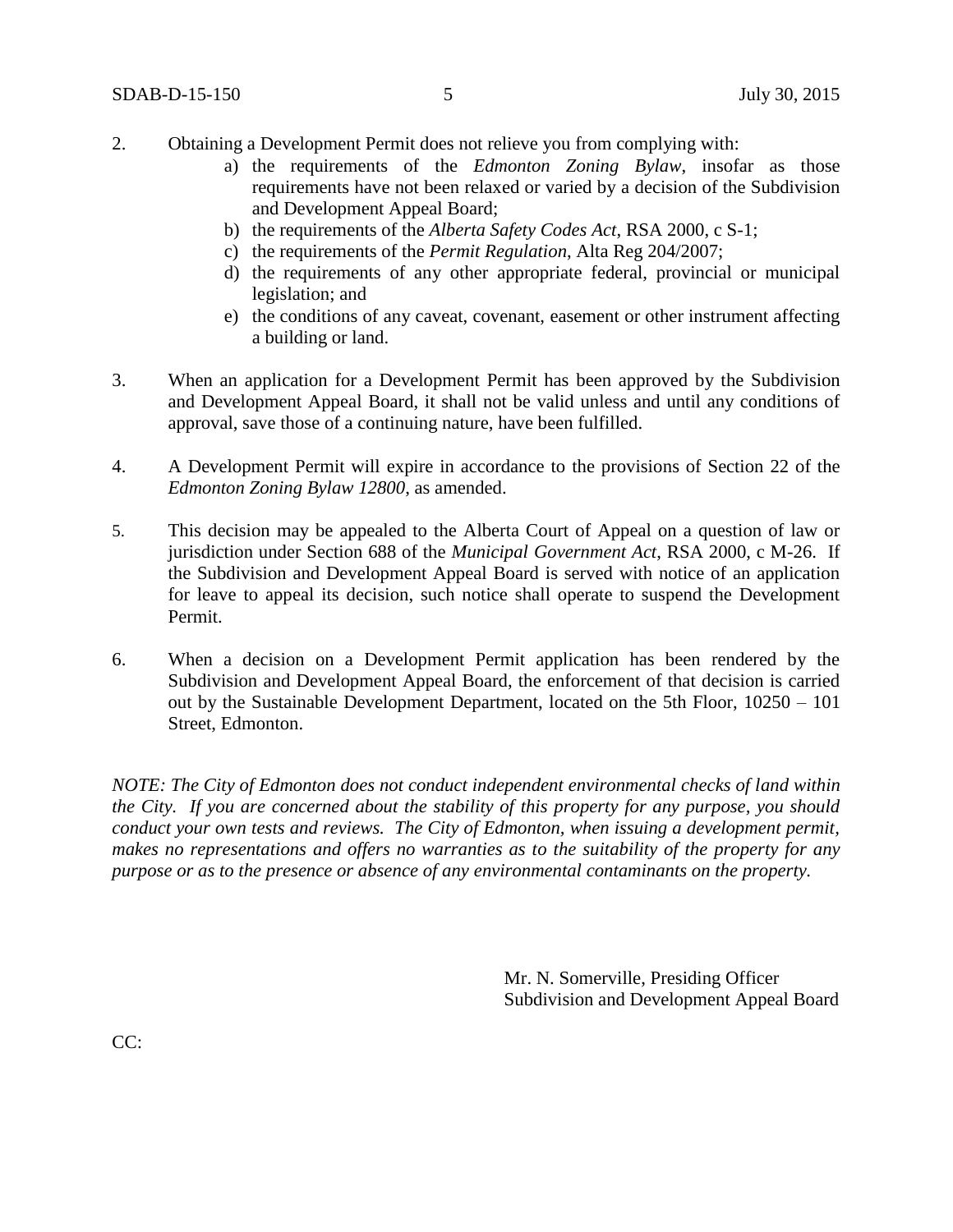2. Obtaining a Development Permit does not relieve you from complying with:
   a) the requirements of the *Edmonton Zoning Bylaw*, insofar as those requirements have not been relaxed or varied by a decision of the Subdivision and Development Appeal Board;
   b) the requirements of the *Alberta Safety Codes Act*, RSA 2000, c S-1;
   c) the requirements of the *Permit Regulation*, Alta Reg 204/2007;
   d) the requirements of any other appropriate federal, provincial or municipal legislation; and
   e) the conditions of any caveat, covenant, easement or other instrument affecting a building or land.

3. When an application for a Development Permit has been approved by the Subdivision and Development Appeal Board, it shall not be valid unless and until any conditions of approval, save those of a continuing nature, have been fulfilled.

4. A Development Permit will expire in accordance to the provisions of Section 22 of the *Edmonton Zoning Bylaw 12800*, as amended.

5. This decision may be appealed to the Alberta Court of Appeal on a question of law or jurisdiction under Section 688 of the *Municipal Government Act*, RSA 2000, c M-26. If the Subdivision and Development Appeal Board is served with notice of an application for leave to appeal its decision, such notice shall operate to suspend the Development Permit.

6. When a decision on a Development Permit application has been rendered by the Subdivision and Development Appeal Board, the enforcement of that decision is carried out by the Sustainable Development Department, located on the 5th Floor, 10250 – 101 Street, Edmonton.

*NOTE: The City of Edmonton does not conduct independent environmental checks of land within the City. If you are concerned about the stability of this property for any purpose, you should conduct your own tests and reviews. The City of Edmonton, when issuing a development permit, makes no representations and offers no warranties as to the suitability of the property for any purpose or as to the presence or absence of any environmental contaminants on the property.*

Mr. N. Somerville, Presiding Officer
Subdivision and Development Appeal Board

CC: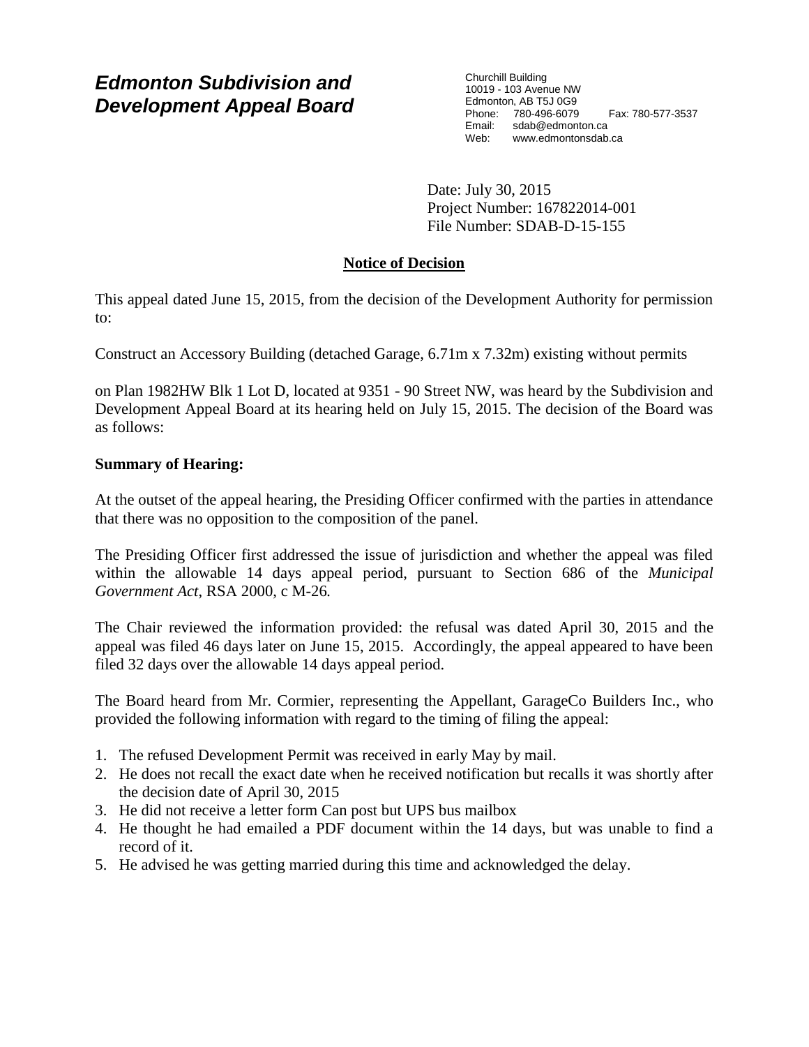# Edmonton Subdivision and Development Appeal Board

Churchill Building
10019 - 103 Avenue NW
Edmonton, AB T5J 0G9
Phone: 780-496-6079 Fax: 780-577-3537
Email: sdab@edmonton.ca
Web: www.edmontonsdab.ca

Date: July 30, 2015
Project Number: 167822014-001
File Number: SDAB-D-15-155

## Notice of Decision

This appeal dated June 15, 2015, from the decision of the Development Authority for permission to:

Construct an Accessory Building (detached Garage, 6.71m x 7.32m) existing without permits

on Plan 1982HW Blk 1 Lot D, located at 9351 - 90 Street NW, was heard by the Subdivision and Development Appeal Board at its hearing held on July 15, 2015. The decision of the Board was as follows:

**Summary of Hearing:**

At the outset of the appeal hearing, the Presiding Officer confirmed with the parties in attendance that there was no opposition to the composition of the panel.

The Presiding Officer first addressed the issue of jurisdiction and whether the appeal was filed within the allowable 14 days appeal period, pursuant to Section 686 of the *Municipal Government Act*, RSA 2000, c M-26*.*

The Chair reviewed the information provided: the refusal was dated April 30, 2015 and the appeal was filed 46 days later on June 15, 2015. Accordingly, the appeal appeared to have been filed 32 days over the allowable 14 days appeal period.

The Board heard from Mr. Cormier, representing the Appellant, GarageCo Builders Inc., who provided the following information with regard to the timing of filing the appeal:

1. The refused Development Permit was received in early May by mail.
2. He does not recall the exact date when he received notification but recalls it was shortly after the decision date of April 30, 2015
3. He did not receive a letter form Can post but UPS bus mailbox
4. He thought he had emailed a PDF document within the 14 days, but was unable to find a record of it.
5. He advised he was getting married during this time and acknowledged the delay.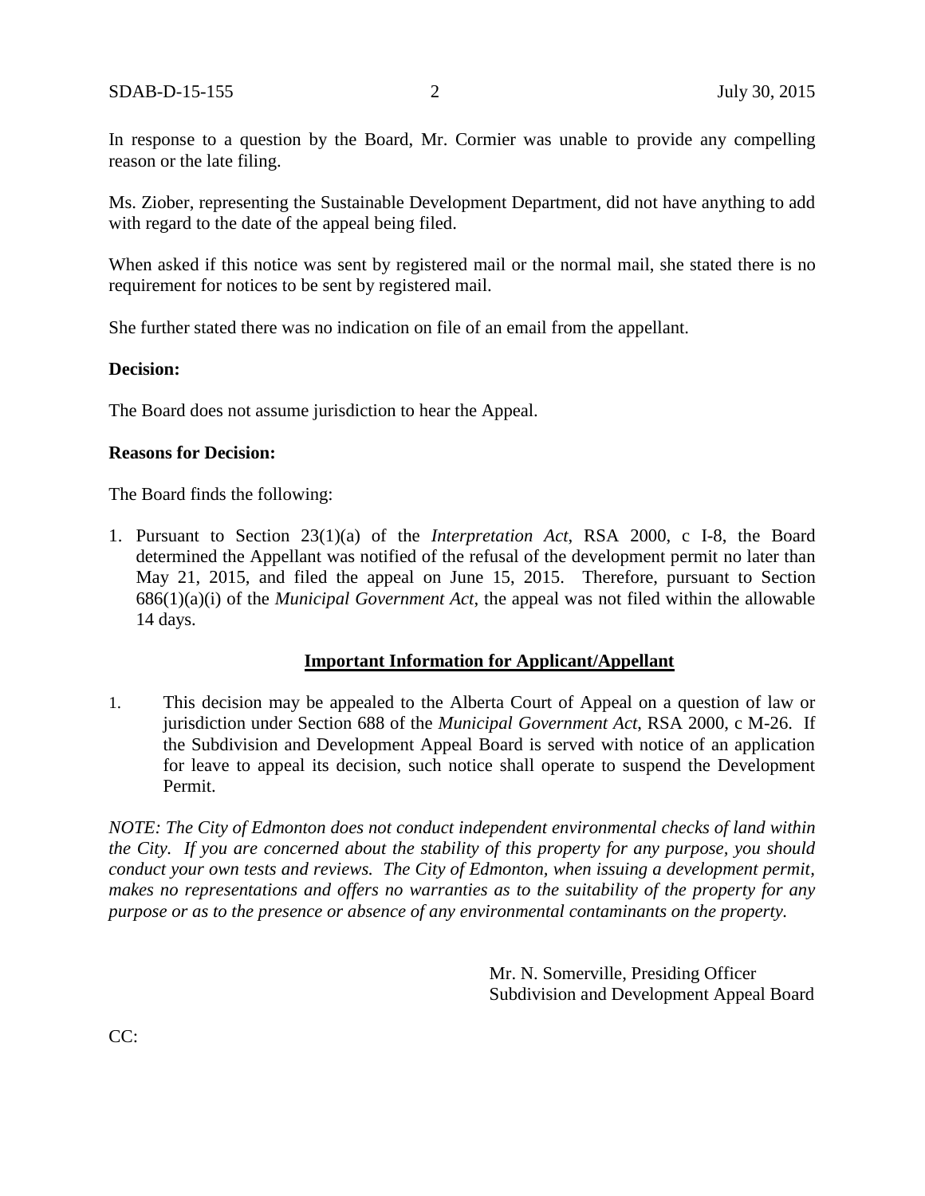In response to a question by the Board, Mr. Cormier was unable to provide any compelling reason or the late filing.

Ms. Ziober, representing the Sustainable Development Department, did not have anything to add with regard to the date of the appeal being filed.

When asked if this notice was sent by registered mail or the normal mail, she stated there is no requirement for notices to be sent by registered mail.

She further stated there was no indication on file of an email from the appellant.

**Decision:**

The Board does not assume jurisdiction to hear the Appeal.

**Reasons for Decision:**

The Board finds the following:

1. Pursuant to Section 23(1)(a) of the *Interpretation Act*, RSA 2000, c I-8, the Board determined the Appellant was notified of the refusal of the development permit no later than May 21, 2015, and filed the appeal on June 15, 2015. Therefore, pursuant to Section 686(1)(a)(i) of the *Municipal Government Act*, the appeal was not filed within the allowable 14 days.

**Important Information for Applicant/Appellant**

1. This decision may be appealed to the Alberta Court of Appeal on a question of law or jurisdiction under Section 688 of the *Municipal Government Act*, RSA 2000, c M-26. If the Subdivision and Development Appeal Board is served with notice of an application for leave to appeal its decision, such notice shall operate to suspend the Development Permit.

*NOTE: The City of Edmonton does not conduct independent environmental checks of land within the City. If you are concerned about the stability of this property for any purpose, you should conduct your own tests and reviews. The City of Edmonton, when issuing a development permit, makes no representations and offers no warranties as to the suitability of the property for any purpose or as to the presence or absence of any environmental contaminants on the property.*

Mr. N. Somerville, Presiding Officer
Subdivision and Development Appeal Board

CC: